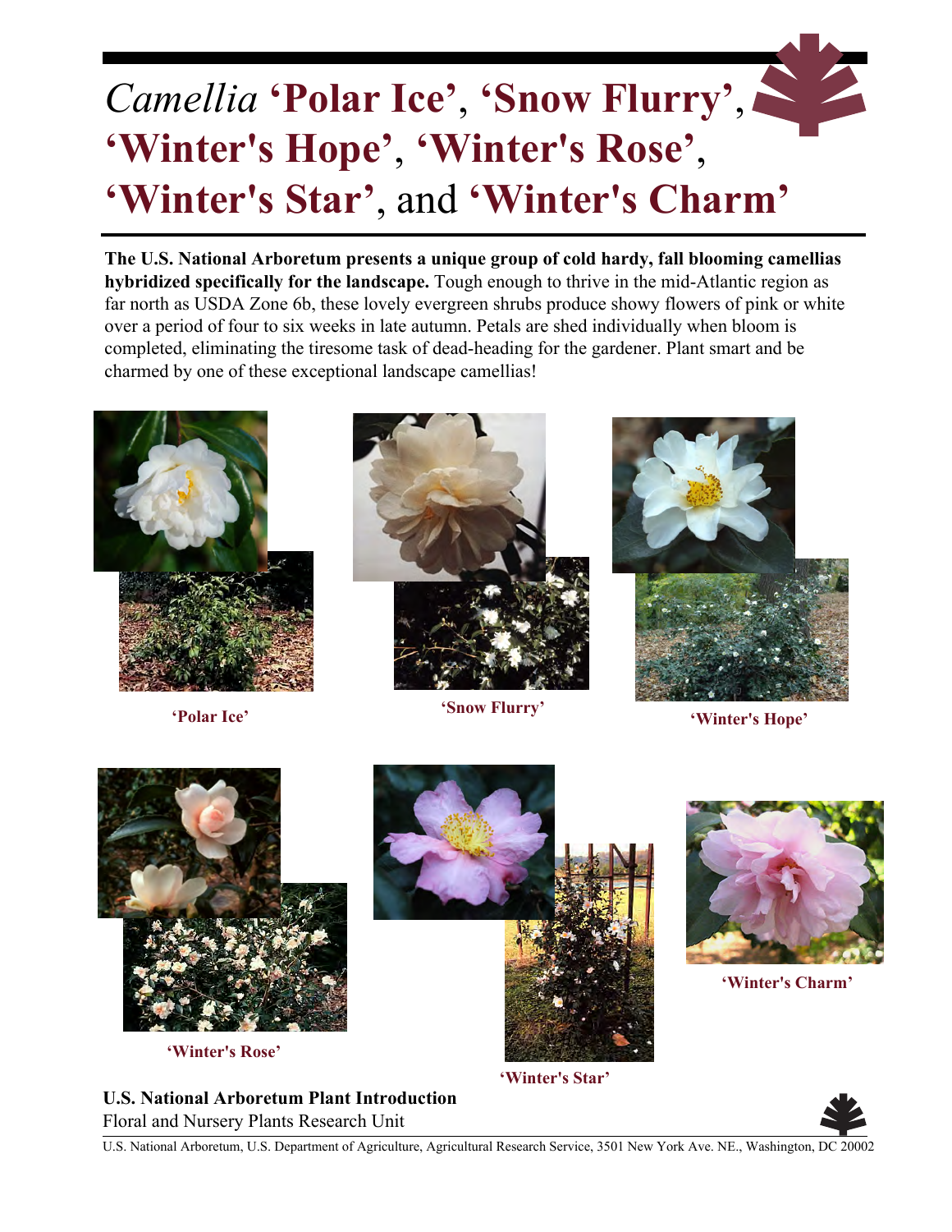# *Camellia* 'Polar Ice', 'Snow Flurry', 'Winter's Hope', 'Winter's Rose', 'Winter's Star', and 'Winter's Charm'

**The U.S. National Arboretum presents a unique group of cold hardy, fall blooming camellias hybridized specifically for the landscape.** Tough enough to thrive in the mid-Atlantic region as far north as USDA Zone 6b, these lovely evergreen shrubs produce showy flowers of pink or white over a period of four to six weeks in late autumn. Petals are shed individually when bloom is completed, eliminating the tiresome task of dead-heading for the gardener. Plant smart and be charmed by one of these exceptional landscape camellias!

'Polar Ice'

'Snow Flurry'

'Winter's Hope'

'Winter's Rose'

'Winter's Star'

'Winter's Charm'

**U.S. National Arboretum Plant Introduction**
Floral and Nursery Plants Research Unit

U.S. National Arboretum, U.S. Department of Agriculture, Agricultural Research Service, 3501 New York Ave. NE., Washington, DC 20002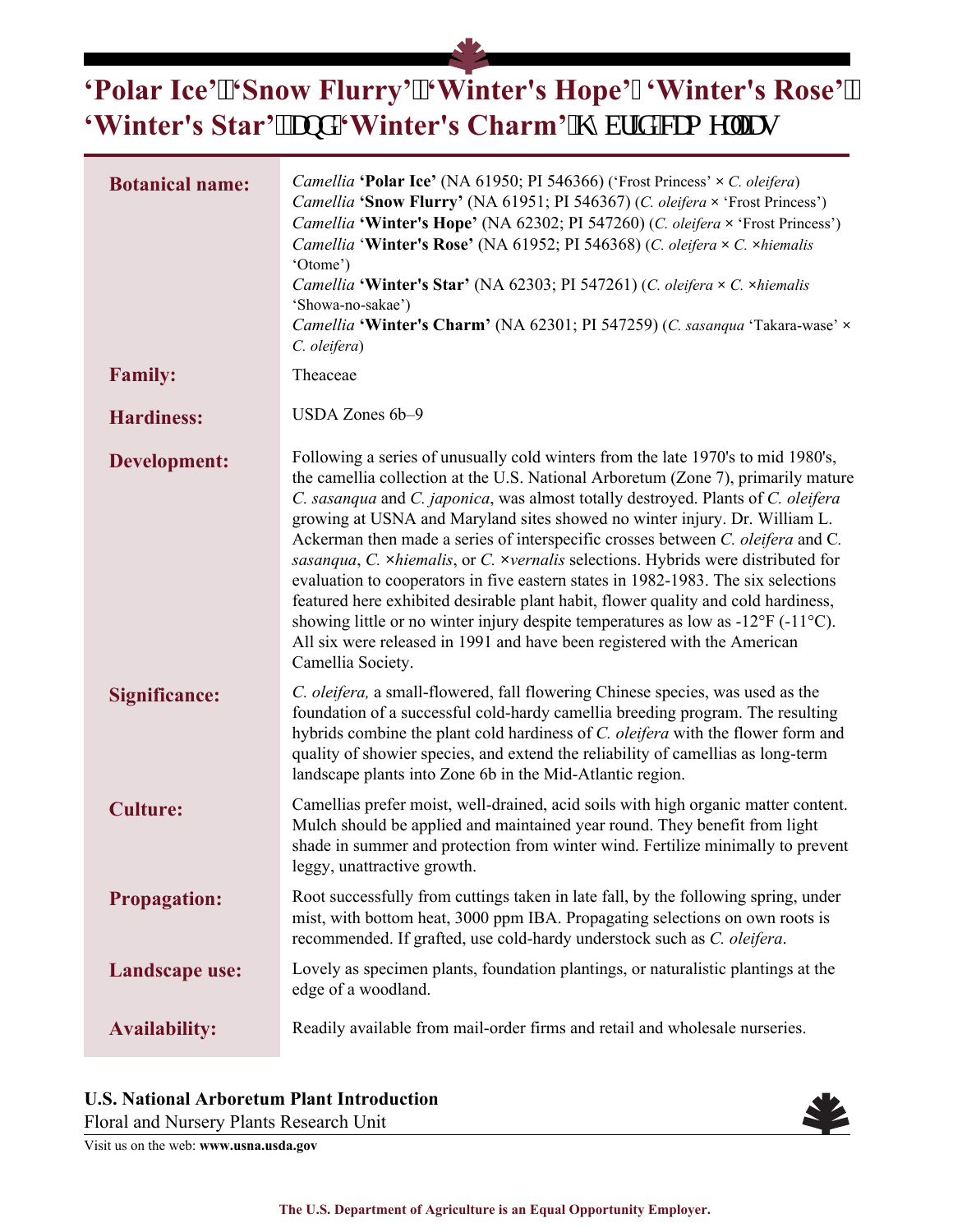# 'Polar Ice', 'Snow Flurry', 'Winter's Hope', 'Winter's Rose', 'Winter's Star' and 'Winter's Charm' hybrid camellias

| | |
|---|---|
| **Botanical name:** | *Camellia* **'Polar Ice'** (NA 61950; PI 546366) ('Frost Princess' × *C. oleifera*)<br>*Camellia* **'Snow Flurry'** (NA 61951; PI 546367) (*C. oleifera* × 'Frost Princess')<br>*Camellia* **'Winter's Hope'** (NA 62302; PI 547260) (*C. oleifera* × 'Frost Princess')<br>*Camellia* **'Winter's Rose'** (NA 61952; PI 546368) (*C. oleifera* × *C. ×hiemalis* 'Otome')<br>*Camellia* **'Winter's Star'** (NA 62303; PI 547261) (*C. oleifera* × *C. ×hiemalis* 'Showa-no-sakae')<br>*Camellia* **'Winter's Charm'** (NA 62301; PI 547259) (*C. sasanqua* 'Takara-wase' × *C. oleifera*) |
| **Family:** | Theaceae |
| **Hardiness:** | USDA Zones 6b–9 |
| **Development:** | Following a series of unusually cold winters from the late 1970's to mid 1980's, the camellia collection at the U.S. National Arboretum (Zone 7), primarily mature *C. sasanqua* and *C. japonica*, was almost totally destroyed. Plants of *C. oleifera* growing at USNA and Maryland sites showed no winter injury. Dr. William L. Ackerman then made a series of interspecific crosses between *C. oleifera* and *C. sasanqua*, *C. ×hiemalis*, or *C. ×vernalis* selections. Hybrids were distributed for evaluation to cooperators in five eastern states in 1982-1983. The six selections featured here exhibited desirable plant habit, flower quality and cold hardiness, showing little or no winter injury despite temperatures as low as -12°F (-11°C). All six were released in 1991 and have been registered with the American Camellia Society. |
| **Significance:** | *C. oleifera,* a small-flowered, fall flowering Chinese species, was used as the foundation of a successful cold-hardy camellia breeding program. The resulting hybrids combine the plant cold hardiness of *C. oleifera* with the flower form and quality of showier species, and extend the reliability of camellias as long-term landscape plants into Zone 6b in the Mid-Atlantic region. |
| **Culture:** | Camellias prefer moist, well-drained, acid soils with high organic matter content. Mulch should be applied and maintained year round. They benefit from light shade in summer and protection from winter wind. Fertilize minimally to prevent leggy, unattractive growth. |
| **Propagation:** | Root successfully from cuttings taken in late fall, by the following spring, under mist, with bottom heat, 3000 ppm IBA. Propagating selections on own roots is recommended. If grafted, use cold-hardy understock such as *C. oleifera*. |
| **Landscape use:** | Lovely as specimen plants, foundation plantings, or naturalistic plantings at the edge of a woodland. |
| **Availability:** | Readily available from mail-order firms and retail and wholesale nurseries. |

**U.S. National Arboretum Plant Introduction**
Floral and Nursery Plants Research Unit

Visit us on the web: **www.usna.usda.gov**

**The U.S. Department of Agriculture is an Equal Opportunity Employer.**